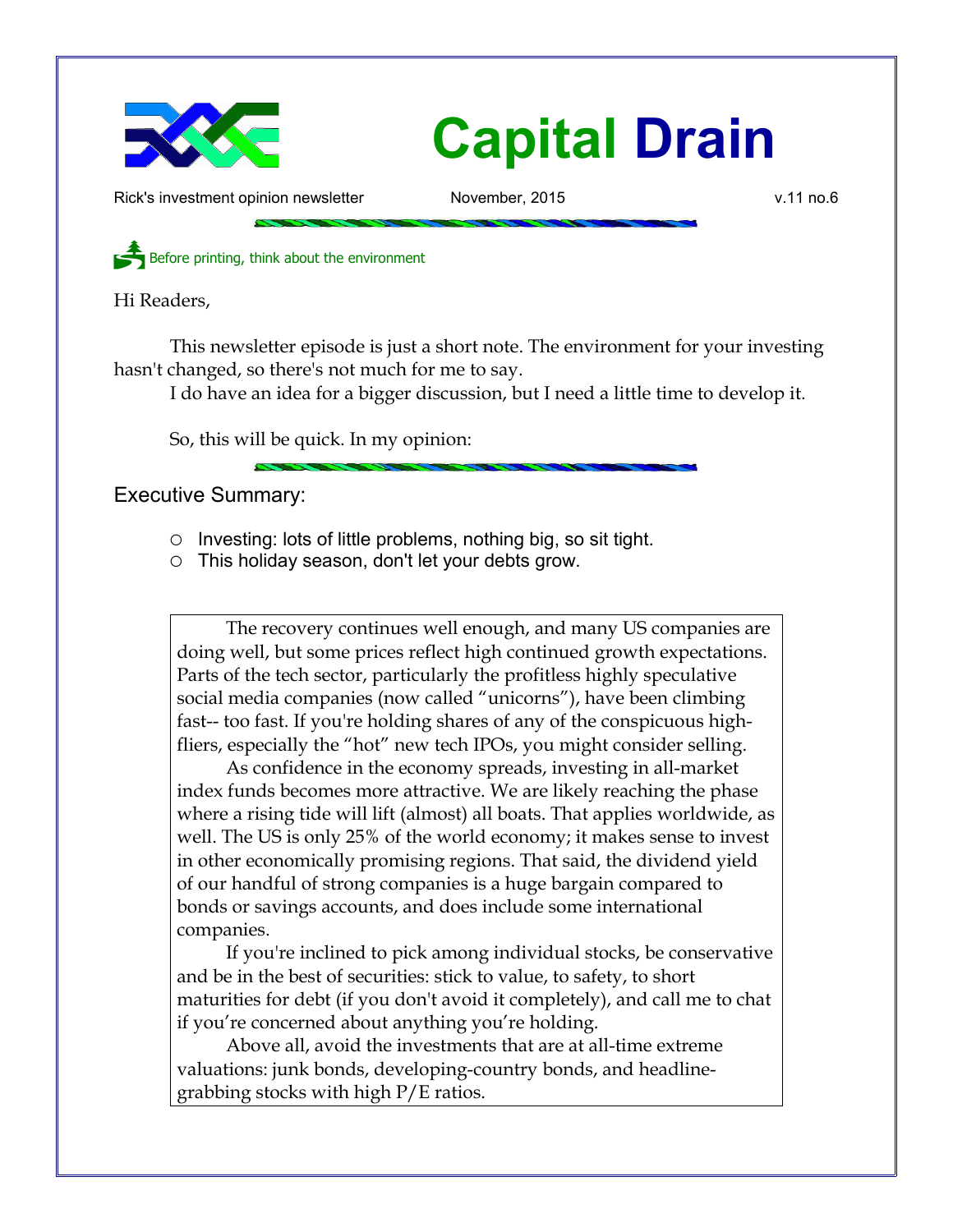# Capital Drain

Rick's investment opinion newsletter — November, 2015 — v.11 no.6

Before printing, think about the environment

Hi Readers,

This newsletter episode is just a short note. The environment for your investing hasn't changed, so there's not much for me to say.

I do have an idea for a bigger discussion, but I need a little time to develop it.

So, this will be quick. In my opinion:

## Executive Summary:

- Investing: lots of little problems, nothing big, so sit tight.
- This holiday season, don't let your debts grow.

The recovery continues well enough, and many US companies are doing well, but some prices reflect high continued growth expectations. Parts of the tech sector, particularly the profitless highly speculative social media companies (now called "unicorns"), have been climbing fast-- too fast. If you're holding shares of any of the conspicuous high-fliers, especially the "hot" new tech IPOs, you might consider selling.

As confidence in the economy spreads, investing in all-market index funds becomes more attractive. We are likely reaching the phase where a rising tide will lift (almost) all boats. That applies worldwide, as well. The US is only 25% of the world economy; it makes sense to invest in other economically promising regions. That said, the dividend yield of our handful of strong companies is a huge bargain compared to bonds or savings accounts, and does include some international companies.

If you're inclined to pick among individual stocks, be conservative and be in the best of securities: stick to value, to safety, to short maturities for debt (if you don't avoid it completely), and call me to chat if you're concerned about anything you're holding.

Above all, avoid the investments that are at all-time extreme valuations: junk bonds, developing-country bonds, and headline-grabbing stocks with high P/E ratios.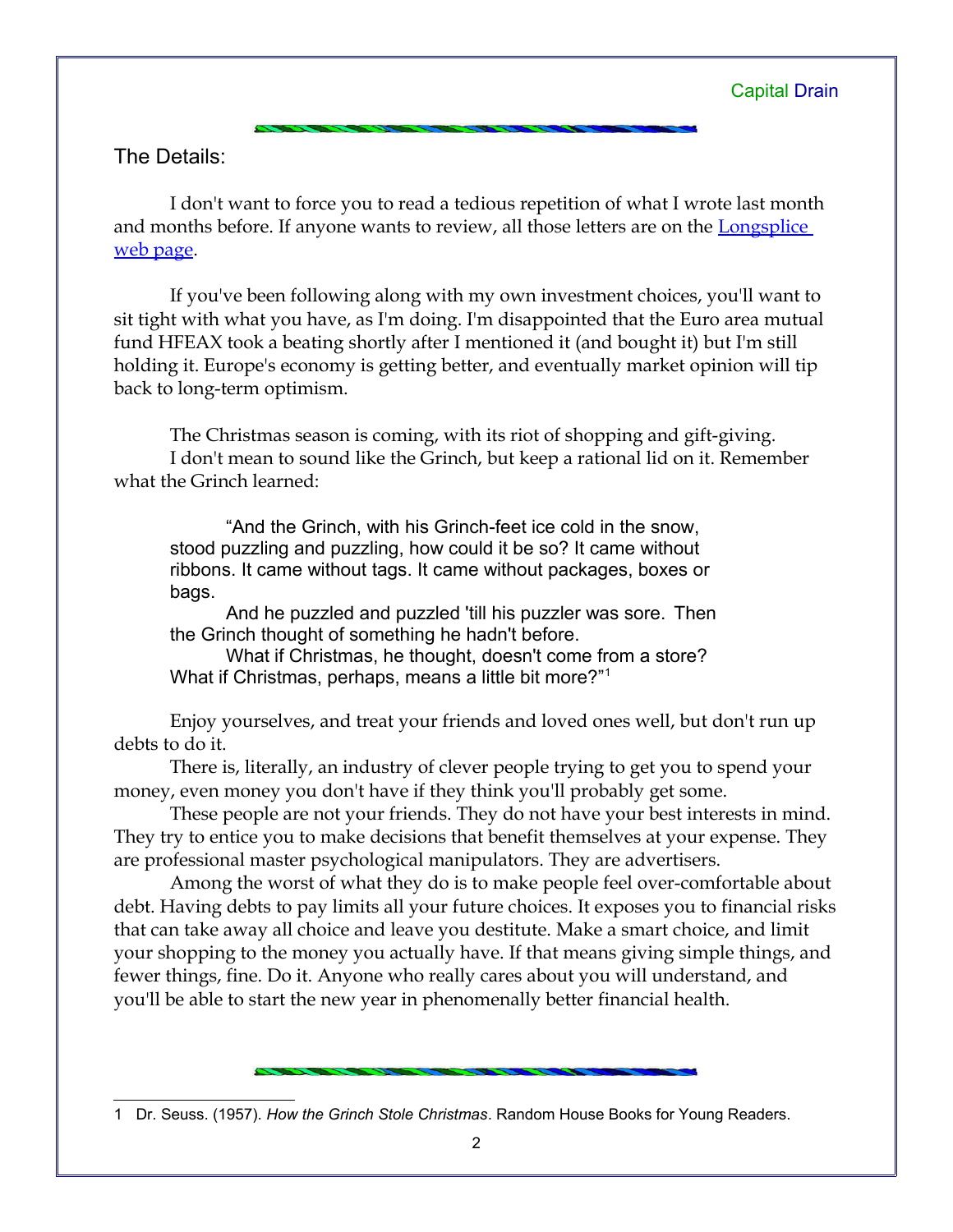## The Details:

I don't want to force you to read a tedious repetition of what I wrote last month and months before. If anyone wants to review, all those letters are on the [Longsplice web page].

If you've been following along with my own investment choices, you'll want to sit tight with what you have, as I'm doing. I'm disappointed that the Euro area mutual fund HFEAX took a beating shortly after I mentioned it (and bought it) but I'm still holding it. Europe's economy is getting better, and eventually market opinion will tip back to long-term optimism.

The Christmas season is coming, with its riot of shopping and gift-giving.
I don't mean to sound like the Grinch, but keep a rational lid on it. Remember what the Grinch learned:

> "And the Grinch, with his Grinch-feet ice cold in the snow, stood puzzling and puzzling, how could it be so? It came without ribbons. It came without tags. It came without packages, boxes or bags.
> And he puzzled and puzzled 'till his puzzler was sore. Then the Grinch thought of something he hadn't before.
> What if Christmas, he thought, doesn't come from a store? What if Christmas, perhaps, means a little bit more?"[1]

Enjoy yourselves, and treat your friends and loved ones well, but don't run up debts to do it.

There is, literally, an industry of clever people trying to get you to spend your money, even money you don't have if they think you'll probably get some.

These people are not your friends. They do not have your best interests in mind. They try to entice you to make decisions that benefit themselves at your expense. They are professional master psychological manipulators. They are advertisers.

Among the worst of what they do is to make people feel over-comfortable about debt. Having debts to pay limits all your future choices. It exposes you to financial risks that can take away all choice and leave you destitute. Make a smart choice, and limit your shopping to the money you actually have. If that means giving simple things, and fewer things, fine. Do it. Anyone who really cares about you will understand, and you'll be able to start the new year in phenomenally better financial health.

---

1 Dr. Seuss. (1957). *How the Grinch Stole Christmas*. Random House Books for Young Readers.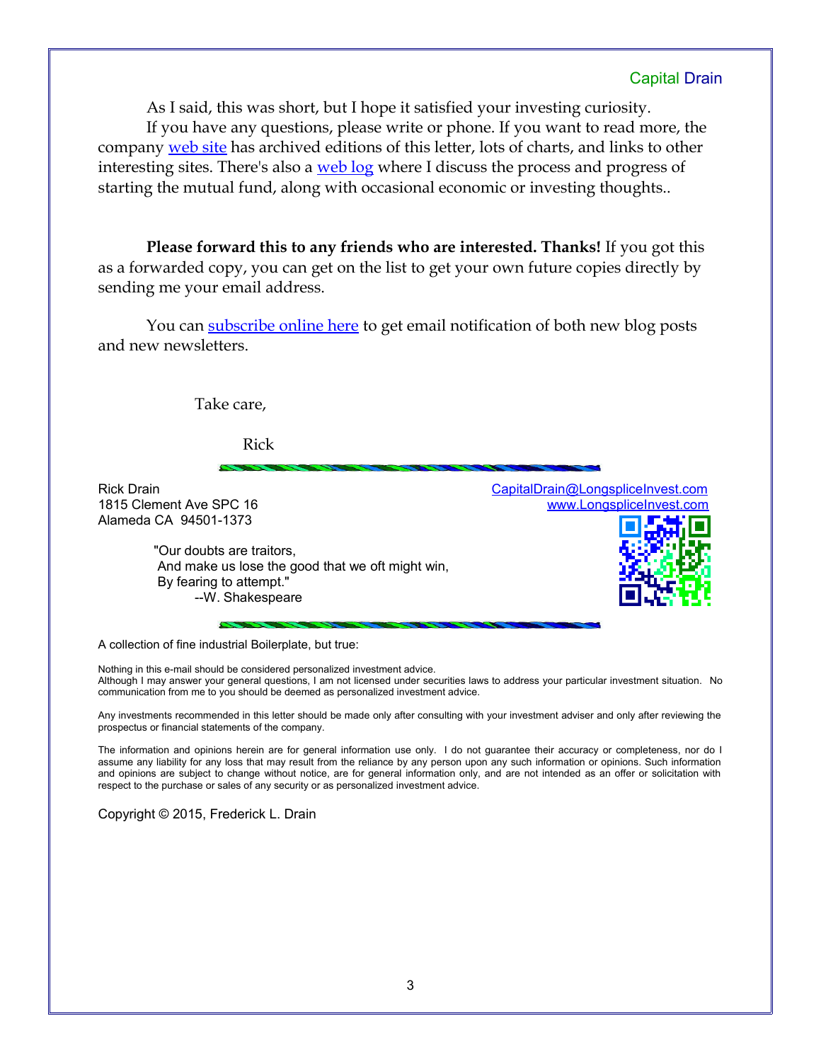As I said, this was short, but I hope it satisfied your investing curiosity.

If you have any questions, please write or phone. If you want to read more, the company web site has archived editions of this letter, lots of charts, and links to other interesting sites. There's also a web log where I discuss the process and progress of starting the mutual fund, along with occasional economic or investing thoughts..

**Please forward this to any friends who are interested. Thanks!** If you got this as a forwarded copy, you can get on the list to get your own future copies directly by sending me your email address.

You can subscribe online here to get email notification of both new blog posts and new newsletters.

Take care,

Rick

Rick Drain
1815 Clement Ave SPC 16
Alameda CA 94501-1373

CapitalDrain@LongspliceInvest.com
www.LongspliceInvest.com

"Our doubts are traitors,
And make us lose the good that we oft might win,
By fearing to attempt."
--W. Shakespeare

A collection of fine industrial Boilerplate, but true:

Nothing in this e-mail should be considered personalized investment advice.
Although I may answer your general questions, I am not licensed under securities laws to address your particular investment situation. No communication from me to you should be deemed as personalized investment advice.

Any investments recommended in this letter should be made only after consulting with your investment adviser and only after reviewing the prospectus or financial statements of the company.

The information and opinions herein are for general information use only. I do not guarantee their accuracy or completeness, nor do I assume any liability for any loss that may result from the reliance by any person upon any such information or opinions. Such information and opinions are subject to change without notice, are for general information only, and are not intended as an offer or solicitation with respect to the purchase or sales of any security or as personalized investment advice.

Copyright © 2015, Frederick L. Drain